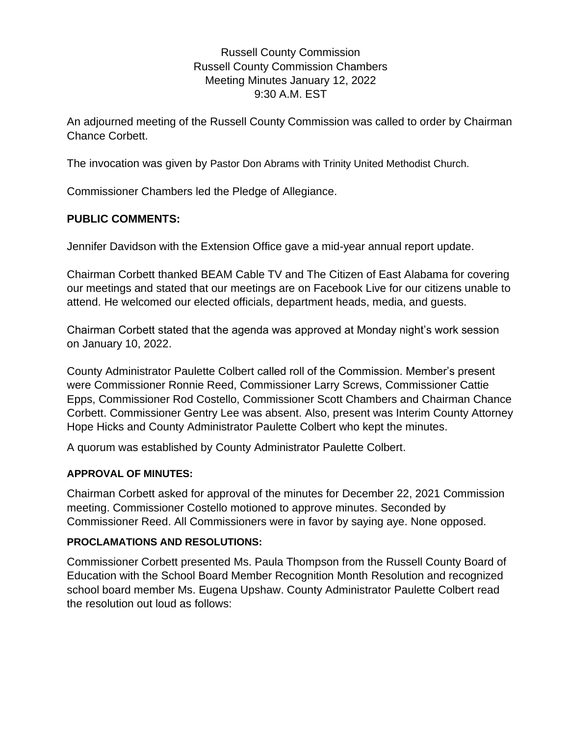Russell County Commission
Russell County Commission Chambers
Meeting Minutes January 12, 2022
9:30 A.M. EST

An adjourned meeting of the Russell County Commission was called to order by Chairman Chance Corbett.

The invocation was given by Pastor Don Abrams with Trinity United Methodist Church.

Commissioner Chambers led the Pledge of Allegiance.

## PUBLIC COMMENTS:

Jennifer Davidson with the Extension Office gave a mid-year annual report update.

Chairman Corbett thanked BEAM Cable TV and The Citizen of East Alabama for covering our meetings and stated that our meetings are on Facebook Live for our citizens unable to attend. He welcomed our elected officials, department heads, media, and guests.

Chairman Corbett stated that the agenda was approved at Monday night's work session on January 10, 2022.

County Administrator Paulette Colbert called roll of the Commission. Member's present were Commissioner Ronnie Reed, Commissioner Larry Screws, Commissioner Cattie Epps, Commissioner Rod Costello, Commissioner Scott Chambers and Chairman Chance Corbett. Commissioner Gentry Lee was absent. Also, present was Interim County Attorney Hope Hicks and County Administrator Paulette Colbert who kept the minutes.

A quorum was established by County Administrator Paulette Colbert.

### APPROVAL OF MINUTES:

Chairman Corbett asked for approval of the minutes for December 22, 2021 Commission meeting. Commissioner Costello motioned to approve minutes. Seconded by Commissioner Reed. All Commissioners were in favor by saying aye. None opposed.

### PROCLAMATIONS AND RESOLUTIONS:

Commissioner Corbett presented Ms. Paula Thompson from the Russell County Board of Education with the School Board Member Recognition Month Resolution and recognized school board member Ms. Eugena Upshaw. County Administrator Paulette Colbert read the resolution out loud as follows: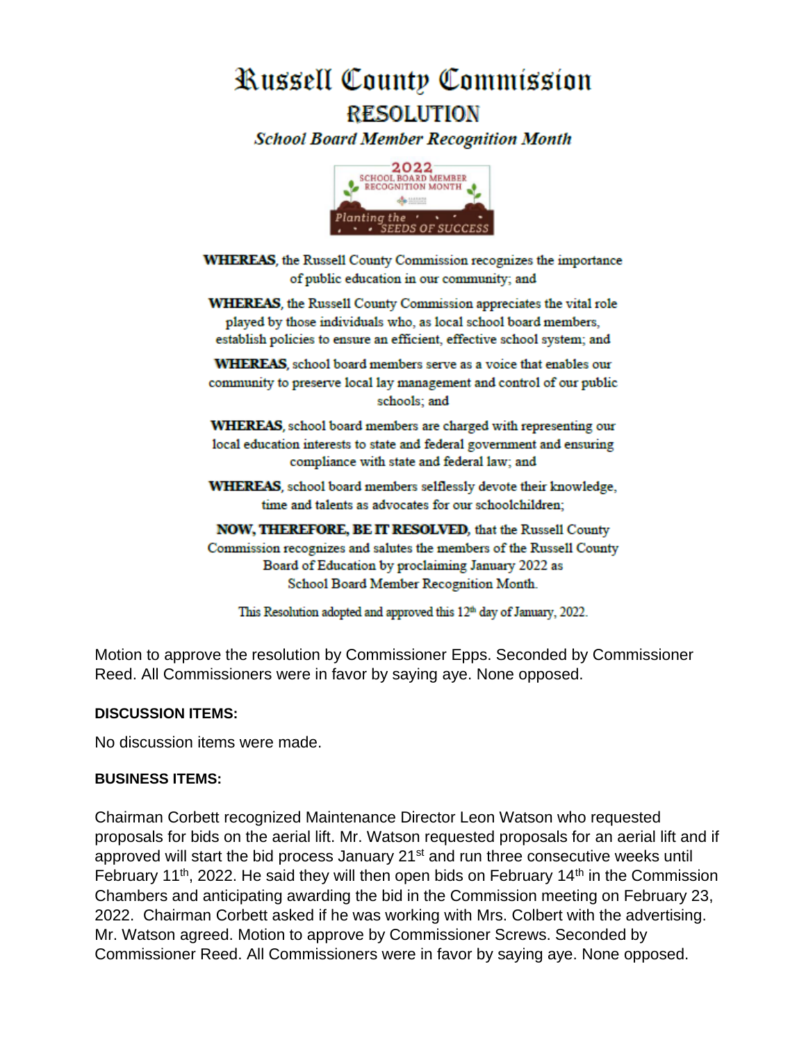# Russell County Commission

## RESOLUTION

***School Board Member Recognition Month***

**WHEREAS**, the Russell County Commission recognizes the importance of public education in our community; and

**WHEREAS**, the Russell County Commission appreciates the vital role played by those individuals who, as local school board members, establish policies to ensure an efficient, effective school system; and

**WHEREAS**, school board members serve as a voice that enables our community to preserve local lay management and control of our public schools; and

**WHEREAS**, school board members are charged with representing our local education interests to state and federal government and ensuring compliance with state and federal law; and

**WHEREAS**, school board members selflessly devote their knowledge, time and talents as advocates for our schoolchildren;

**NOW, THEREFORE, BE IT RESOLVED**, that the Russell County Commission recognizes and salutes the members of the Russell County Board of Education by proclaiming January 2022 as School Board Member Recognition Month.

This Resolution adopted and approved this 12th day of January, 2022.

Motion to approve the resolution by Commissioner Epps. Seconded by Commissioner Reed. All Commissioners were in favor by saying aye. None opposed.

**DISCUSSION ITEMS:**

No discussion items were made.

**BUSINESS ITEMS:**

Chairman Corbett recognized Maintenance Director Leon Watson who requested proposals for bids on the aerial lift. Mr. Watson requested proposals for an aerial lift and if approved will start the bid process January 21st and run three consecutive weeks until February 11th, 2022. He said they will then open bids on February 14th in the Commission Chambers and anticipating awarding the bid in the Commission meeting on February 23, 2022. Chairman Corbett asked if he was working with Mrs. Colbert with the advertising. Mr. Watson agreed. Motion to approve by Commissioner Screws. Seconded by Commissioner Reed. All Commissioners were in favor by saying aye. None opposed.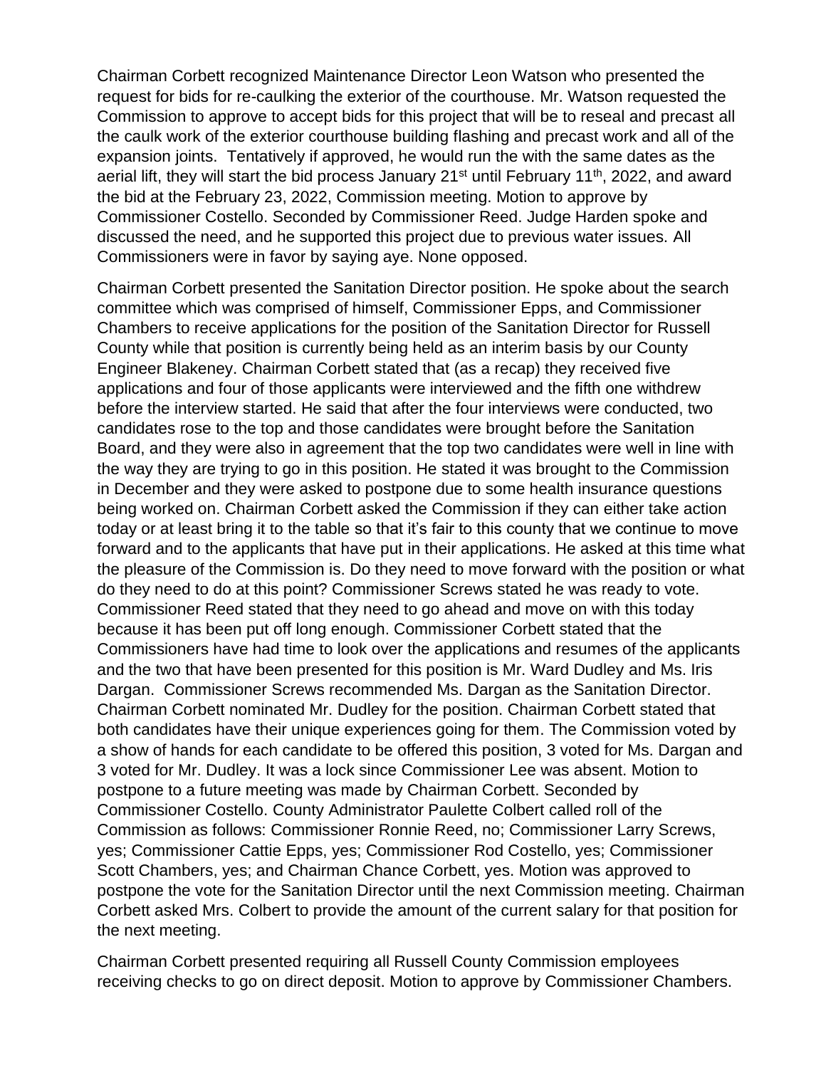Chairman Corbett recognized Maintenance Director Leon Watson who presented the request for bids for re-caulking the exterior of the courthouse. Mr. Watson requested the Commission to approve to accept bids for this project that will be to reseal and precast all the caulk work of the exterior courthouse building flashing and precast work and all of the expansion joints. Tentatively if approved, he would run the with the same dates as the aerial lift, they will start the bid process January 21st until February 11th, 2022, and award the bid at the February 23, 2022, Commission meeting. Motion to approve by Commissioner Costello. Seconded by Commissioner Reed. Judge Harden spoke and discussed the need, and he supported this project due to previous water issues. All Commissioners were in favor by saying aye. None opposed.

Chairman Corbett presented the Sanitation Director position. He spoke about the search committee which was comprised of himself, Commissioner Epps, and Commissioner Chambers to receive applications for the position of the Sanitation Director for Russell County while that position is currently being held as an interim basis by our County Engineer Blakeney. Chairman Corbett stated that (as a recap) they received five applications and four of those applicants were interviewed and the fifth one withdrew before the interview started. He said that after the four interviews were conducted, two candidates rose to the top and those candidates were brought before the Sanitation Board, and they were also in agreement that the top two candidates were well in line with the way they are trying to go in this position. He stated it was brought to the Commission in December and they were asked to postpone due to some health insurance questions being worked on. Chairman Corbett asked the Commission if they can either take action today or at least bring it to the table so that it's fair to this county that we continue to move forward and to the applicants that have put in their applications. He asked at this time what the pleasure of the Commission is. Do they need to move forward with the position or what do they need to do at this point? Commissioner Screws stated he was ready to vote. Commissioner Reed stated that they need to go ahead and move on with this today because it has been put off long enough. Commissioner Corbett stated that the Commissioners have had time to look over the applications and resumes of the applicants and the two that have been presented for this position is Mr. Ward Dudley and Ms. Iris Dargan. Commissioner Screws recommended Ms. Dargan as the Sanitation Director. Chairman Corbett nominated Mr. Dudley for the position. Chairman Corbett stated that both candidates have their unique experiences going for them. The Commission voted by a show of hands for each candidate to be offered this position, 3 voted for Ms. Dargan and 3 voted for Mr. Dudley. It was a lock since Commissioner Lee was absent. Motion to postpone to a future meeting was made by Chairman Corbett. Seconded by Commissioner Costello. County Administrator Paulette Colbert called roll of the Commission as follows: Commissioner Ronnie Reed, no; Commissioner Larry Screws, yes; Commissioner Cattie Epps, yes; Commissioner Rod Costello, yes; Commissioner Scott Chambers, yes; and Chairman Chance Corbett, yes. Motion was approved to postpone the vote for the Sanitation Director until the next Commission meeting. Chairman Corbett asked Mrs. Colbert to provide the amount of the current salary for that position for the next meeting.

Chairman Corbett presented requiring all Russell County Commission employees receiving checks to go on direct deposit. Motion to approve by Commissioner Chambers.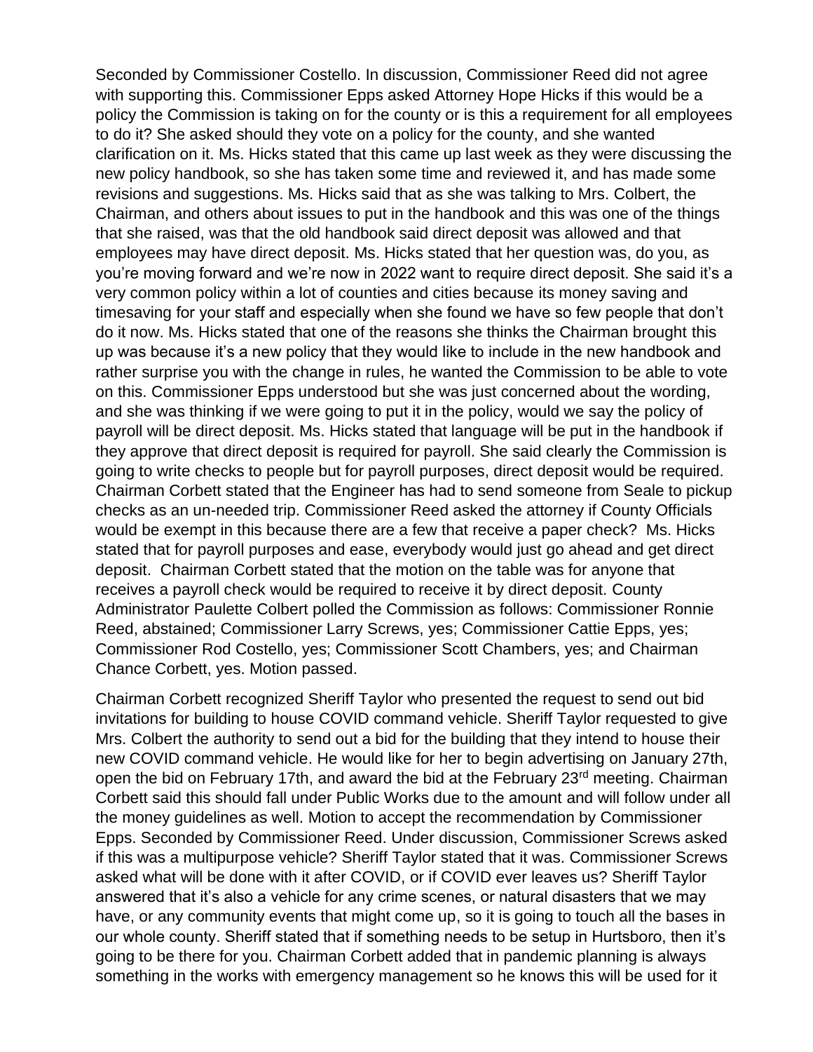Seconded by Commissioner Costello. In discussion, Commissioner Reed did not agree with supporting this. Commissioner Epps asked Attorney Hope Hicks if this would be a policy the Commission is taking on for the county or is this a requirement for all employees to do it? She asked should they vote on a policy for the county, and she wanted clarification on it. Ms. Hicks stated that this came up last week as they were discussing the new policy handbook, so she has taken some time and reviewed it, and has made some revisions and suggestions. Ms. Hicks said that as she was talking to Mrs. Colbert, the Chairman, and others about issues to put in the handbook and this was one of the things that she raised, was that the old handbook said direct deposit was allowed and that employees may have direct deposit. Ms. Hicks stated that her question was, do you, as you're moving forward and we're now in 2022 want to require direct deposit. She said it's a very common policy within a lot of counties and cities because its money saving and timesaving for your staff and especially when she found we have so few people that don't do it now. Ms. Hicks stated that one of the reasons she thinks the Chairman brought this up was because it's a new policy that they would like to include in the new handbook and rather surprise you with the change in rules, he wanted the Commission to be able to vote on this. Commissioner Epps understood but she was just concerned about the wording, and she was thinking if we were going to put it in the policy, would we say the policy of payroll will be direct deposit. Ms. Hicks stated that language will be put in the handbook if they approve that direct deposit is required for payroll. She said clearly the Commission is going to write checks to people but for payroll purposes, direct deposit would be required. Chairman Corbett stated that the Engineer has had to send someone from Seale to pickup checks as an un-needed trip. Commissioner Reed asked the attorney if County Officials would be exempt in this because there are a few that receive a paper check? Ms. Hicks stated that for payroll purposes and ease, everybody would just go ahead and get direct deposit. Chairman Corbett stated that the motion on the table was for anyone that receives a payroll check would be required to receive it by direct deposit. County Administrator Paulette Colbert polled the Commission as follows: Commissioner Ronnie Reed, abstained; Commissioner Larry Screws, yes; Commissioner Cattie Epps, yes; Commissioner Rod Costello, yes; Commissioner Scott Chambers, yes; and Chairman Chance Corbett, yes. Motion passed.

Chairman Corbett recognized Sheriff Taylor who presented the request to send out bid invitations for building to house COVID command vehicle. Sheriff Taylor requested to give Mrs. Colbert the authority to send out a bid for the building that they intend to house their new COVID command vehicle. He would like for her to begin advertising on January 27th, open the bid on February 17th, and award the bid at the February 23rd meeting. Chairman Corbett said this should fall under Public Works due to the amount and will follow under all the money guidelines as well. Motion to accept the recommendation by Commissioner Epps. Seconded by Commissioner Reed. Under discussion, Commissioner Screws asked if this was a multipurpose vehicle? Sheriff Taylor stated that it was. Commissioner Screws asked what will be done with it after COVID, or if COVID ever leaves us? Sheriff Taylor answered that it's also a vehicle for any crime scenes, or natural disasters that we may have, or any community events that might come up, so it is going to touch all the bases in our whole county. Sheriff stated that if something needs to be setup in Hurtsboro, then it's going to be there for you. Chairman Corbett added that in pandemic planning is always something in the works with emergency management so he knows this will be used for it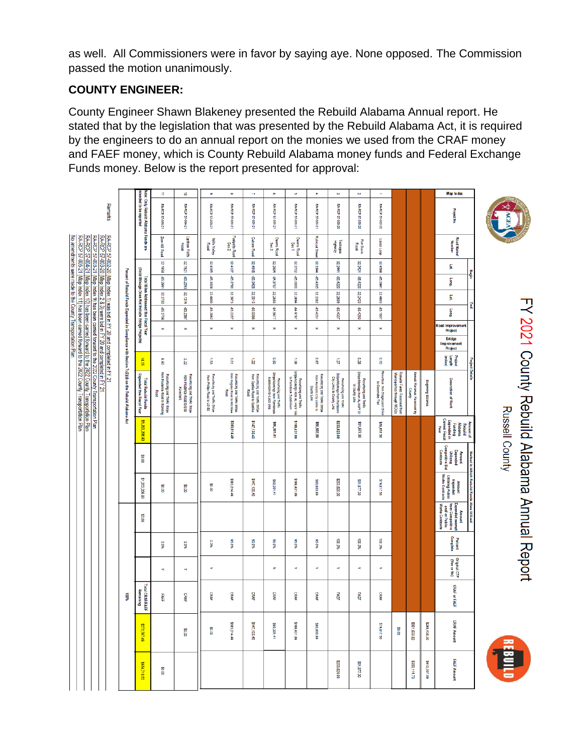as well. All Commissioners were in favor by saying aye. None opposed. The Commission passed the motion unanimously.

## COUNTY ENGINEER:

County Engineer Shawn Blakeney presented the Rebuild Alabama Annual report. He stated that by the legislation that was presented by the Rebuild Alabama Act, it is required by the engineers to do an annual report on the monies we used from the CRAF money and FAEF money, which is County Rebuild Alabama money funds and Federal Exchange Funds money. Below is the report presented for approval:

# FY 2021 County Rebuild Alabama Annual Report

Russell County

| Map Index | Project No. | Road Name/ Number | Begin Lat | Begin Long | End Lat | End Long | Road Improvement Project | Bridge Improvement Project | Project Length (miles) | Description of Work | Amount of Rebuild Alabama Funding Expended in Current Fiscal Year | Amount Expended Utilizing Competitive Bid Contracts | Amount Expended Utilizing Public Works Contracts | Amount Expended exempt from competitive and/or Public Works Contracts | Percent Complete | Original CTP (Yes or No) | CRAF or FAEF | CRAF Amount | FAEF Amount |
|---|---|---|---|---|---|---|---|---|---|---|---|---|---|---|---|---|---|---|---|
| | | | | | | | | | | Beginning Balance | | | | | | | | $268,428.30 | $610,397.09 |
| | | | | | | | | | | Annual Revenue Received by County | | | | | | | | $501,833.82 | $350,114.73 |
| | | | | | | | | | | Rebuild Funds Expended from Municipalities through MOUs | | | | | | | | $0.00 | |
| 1 | RA-RCP 57-002-20 | Lasso Loop | 32.4658 | -85.0961 | 32.4683 | -85.1007 | x | | 0.70 | Resurface from Stagecoach Drive to Colonade Trail | $78,817.50 | | $78,817.50 | | 100.0% | Y | CRAF | $78,817.50 | |
| 2 | RA-RCP 57-003-20 | Fort Davis Road | 32.2424 | -85.4230 | 32.2423 | -85.4380 | x | | 0.28 | Resurfacing and Traffic Stripe from Hwy 51 to County Line | $51,877.30 | | $51,877.30 | | 100.0% | Y | FAEF | | $51,877.30 |
| 3 | RA-RCP 57-003-20 | Tuskegee Highway | 32.2441 | -85.4220 | 32.2609 | -85.4337 | x | | 1.37 | Resurfacing and Traffic Stripe from Phenix City Limits to County Line | $225,825.00 | | $225,825.00 | | 100.0% | Y | FAEF | | $225,825.00 |
| 4 | RA-RCP 57-003-21 | Railroad Street | 32.2344 | -85.4355 | 32.2393 | -85.4321 | x | | 0.87 | Resurfacing and Traffic Stripe from Phenix City Limits to County Line | $80,803.89 | | $80,803.89 | | 95.0% | Y | CRAF | $80,803.89 | |
| 5 | RA-RCP 57-003-21 | Owens Road Sec 1 | 32.2722 | -85.0000 | 32.2898 | -84.9787 | x | | 1.38 | Resurfacing and Traffic Stripe from Summerville Rd./Hwy 165 to Farmhouse Subdivision | $166,431.89 | | $166,431.89 | | 95.0% | Y | CRAF | $166,431.89 | |
| 6 | RA-RCP 57-003-21 | Owens Road Sec 2 | 32.2898 | -84.9787 | 32.2963 | -84.9677 | x | | 0.50 | Resurfacing and Traffic Stripe from Farmhouse Subdivision to Lee County Line | $60,301.41 | | $60,301.41 | | 95.0% | N | CRAF | $60,301.41 | |
| 7 | RA-RCP 57-003-21 | Cutrate Road | 32.4918 | -85.0420 | 32.5010 | -85.0366 | x | | 1.22 | Resurfacing and Traffic Stripe from Opelika Road to Opelika Road | $147,153.45 | | $147,153.45 | | 95.0% | Y | CRAF | $147,153.45 | |
| 8 | RA-RCP 57-003-21 | Railside Road Sec 2 | 32.4127 | -85.2795 | 32.3973 | -85.2357 | x | | 3.01 | Resurfacing and Traffic Stripe from Highway 169 to Hatchee Road | $383,014.49 | | $383,014.49 | | 95.0% | Y | CRAF | $383,014.49 | |
| 9 | RA-RCP 57-005-21 | Wills Valley Road | 32.4185 | -85.3009 | 32.4400 | -85.3092 | x | | 1.53 | Resurfacing and Traffic Stripe from Phillips Road to US 80 | $0.00 | | $0.00 | | 0.0% | Y | CRAF | $0.00 | |
| 10 | RA-RCP 57-004-21 | Upshaw Faith Road | 32.1921 | -85.2293 | 32.1914 | -85.2297 | x | | 3.22 | Resurfacing and Traffic Stripe from Pridgeon Road to Fullerton | | | $0.00 | | 0.0% | Y | CRAF | $0.00 | |
| 11 | RA-RCP 57-005-21 | Zion Hill Road | 32.1658 | -85.2564 | 32.2790 | -85.2754 | x | | 6.60 | Resurfacing and Traffic Stripe from Frederick Road to Blanning Road | | | $0.00 | | 0.0% | Y | FAEF | | $0.00 |
| Note: Only Rebuild Alabama Funds are intended to be reported | | | | | | (Total Miles Addressed this Fiscal Year, Total Mileage Does Not Include Bridge Projects) | | | 14.15 | Total Rebuild Funds Expended this Fiscal Year | $1,203,206.93 | $0.00 | $1,203,206.93 | $0.00 | | | Total CRAF/FAEF Remaining | $273,797.49 | $654,718.52 |
| | | | | | | Percent of Rebuild Funds Expended in Compliance with Section 7(d)(4) on the Rebuild Alabama Act | | | | | | | | | | | 100% | | |

**Remarks**

RA-RCP 57-002-20 (Map index 1) was bid in FY 20 and completed in FY 21
RA-RCP 57-003-20 (Map index 2 & 3) were bid in FY 20 and completed in FY 21
RA-RCP 57-003-21 (Map index 9) has been carried forward to the 2022 County Transportation Plan
RA-RCP 57-004-21 (Map index 10) has been carried forward to the 2022 County Transportation Plan
RA-RCP 57-005-21 (Map index 11) has been carried forward to the 2022 County Transportation Plan
No amendments were made to the County Transportation Plan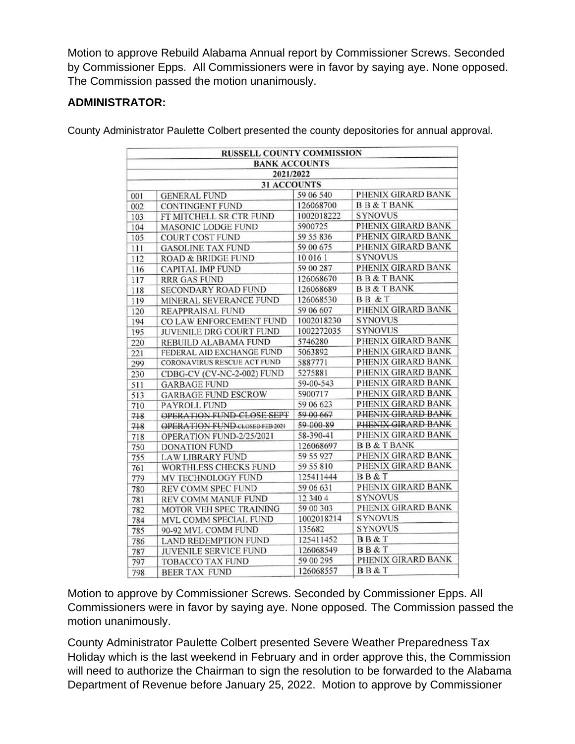Motion to approve Rebuild Alabama Annual report by Commissioner Screws. Seconded by Commissioner Epps. All Commissioners were in favor by saying aye. None opposed. The Commission passed the motion unanimously.

**ADMINISTRATOR:**

County Administrator Paulette Colbert presented the county depositories for annual approval.

| RUSSELL COUNTY COMMISSION | | | |
|---|---|---|---|
| BANK ACCOUNTS | | | |
| 2021/2022 | | | |
| 31 ACCOUNTS | | | |
| 001 | GENERAL FUND | 59 06 540 | PHENIX GIRARD BANK |
| 002 | CONTINGENT FUND | 126068700 | B B & T BANK |
| 103 | FT MITCHELL SR CTR FUND | 1002018222 | SYNOVUS |
| 104 | MASONIC LODGE FUND | 5900725 | PHENIX GIRARD BANK |
| 105 | COURT COST FUND | 59 55 836 | PHENIX GIRARD BANK |
| 111 | GASOLINE TAX FUND | 59 00 675 | PHENIX GIRARD BANK |
| 112 | ROAD & BRIDGE FUND | 10 016 1 | SYNOVUS |
| 116 | CAPITAL IMP FUND | 59 00 287 | PHENIX GIRARD BANK |
| 117 | RRR GAS FUND | 126068670 | B B & T BANK |
| 118 | SECONDARY ROAD FUND | 126068689 | B B & T BANK |
| 119 | MINERAL SEVERANCE FUND | 126068530 | B B & T |
| 120 | REAPPRAISAL FUND | 59 06 607 | PHENIX GIRARD BANK |
| 194 | CO LAW ENFORCEMENT FUND | 1002018230 | SYNOVUS |
| 195 | JUVENILE DRG COURT FUND | 1002272035 | SYNOVUS |
| 220 | REBUILD ALABAMA FUND | 5746280 | PHENIX GIRARD BANK |
| 221 | FEDERAL AID EXCHANGE FUND | 5063892 | PHENIX GIRARD BANK |
| 299 | CORONAVIRUS RESCUE ACT FUND | 5887771 | PHENIX GIRARD BANK |
| 230 | CDBG-CV (CV-NC-2-002) FUND | 5275881 | PHENIX GIRARD BANK |
| 511 | GARBAGE FUND | 59-00-543 | PHENIX GIRARD BANK |
| 513 | GARBAGE FUND ESCROW | 5900717 | PHENIX GIRARD BANK |
| 710 | PAYROLL FUND | 59 06 623 | PHENIX GIRARD BANK |
| ~~718~~ | ~~OPERATION FUND-CLOSE SEPT~~ | ~~59 00 667~~ | ~~PHENIX GIRARD BANK~~ |
| ~~718~~ | ~~OPERATION FUND-CLOSED FEB 2021~~ | ~~59-000-89~~ | ~~PHENIX GIRARD BANK~~ |
| 718 | OPERATION FUND-2/25/2021 | 58-390-41 | PHENIX GIRARD BANK |
| 750 | DONATION FUND | 126068697 | B B & T BANK |
| 755 | LAW LIBRARY FUND | 59 55 927 | PHENIX GIRARD BANK |
| 761 | WORTHLESS CHECKS FUND | 59 55 810 | PHENIX GIRARD BANK |
| 779 | MV TECHNOLOGY FUND | 125411444 | B B & T |
| 780 | REV COMM SPEC FUND | 59 06 631 | PHENIX GIRARD BANK |
| 781 | REV COMM MANUF FUND | 12 340 4 | SYNOVUS |
| 782 | MOTOR VEH SPEC TRAINING | 59 00 303 | PHENIX GIRARD BANK |
| 784 | MVL COMM SPECIAL FUND | 1002018214 | SYNOVUS |
| 785 | 90-92 MVL COMM FUND | 135682 | SYNOVUS |
| 786 | LAND REDEMPTION FUND | 125411452 | B B & T |
| 787 | JUVENILE SERVICE FUND | 126068549 | B B & T |
| 797 | TOBACCO TAX FUND | 59 00 295 | PHENIX GIRARD BANK |
| 798 | BEER TAX FUND | 126068557 | B B & T |

Motion to approve by Commissioner Screws. Seconded by Commissioner Epps. All Commissioners were in favor by saying aye. None opposed. The Commission passed the motion unanimously.

County Administrator Paulette Colbert presented Severe Weather Preparedness Tax Holiday which is the last weekend in February and in order approve this, the Commission will need to authorize the Chairman to sign the resolution to be forwarded to the Alabama Department of Revenue before January 25, 2022. Motion to approve by Commissioner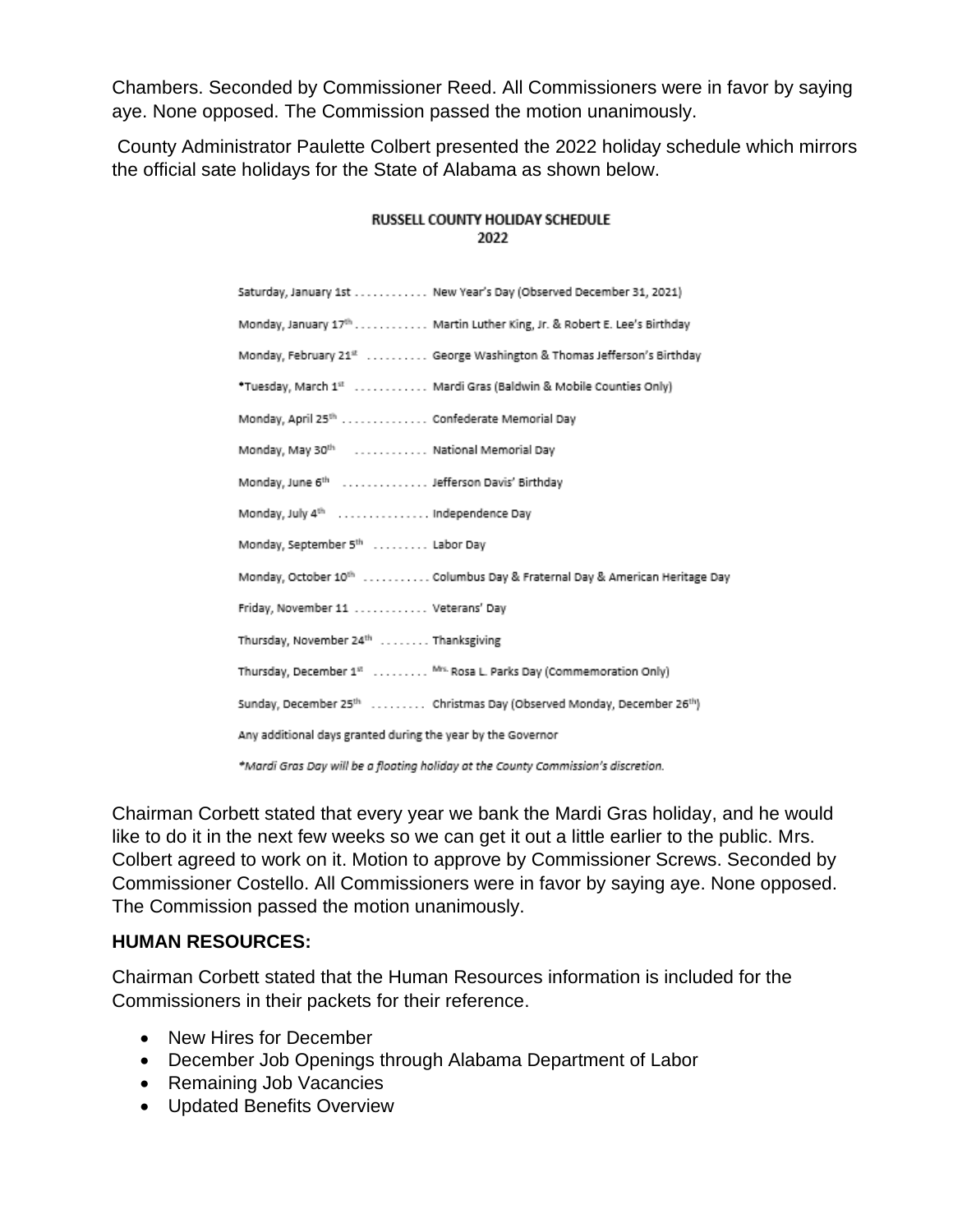Chambers. Seconded by Commissioner Reed. All Commissioners were in favor by saying aye. None opposed. The Commission passed the motion unanimously.

County Administrator Paulette Colbert presented the 2022 holiday schedule which mirrors the official sate holidays for the State of Alabama as shown below.

**RUSSELL COUNTY HOLIDAY SCHEDULE**
**2022**

Saturday, January 1st ............ New Year's Day (Observed December 31, 2021)

Monday, January 17th ............ Martin Luther King, Jr. & Robert E. Lee's Birthday

Monday, February 21st .......... George Washington & Thomas Jefferson's Birthday

*Tuesday, March 1st ............ Mardi Gras (Baldwin & Mobile Counties Only)

Monday, April 25th .............. Confederate Memorial Day

Monday, May 30th ............ National Memorial Day

Monday, June 6th .............. Jefferson Davis' Birthday

Monday, July 4th ............... Independence Day

Monday, September 5th ......... Labor Day

Monday, October 10th ........... Columbus Day & Fraternal Day & American Heritage Day

Friday, November 11 ............ Veterans' Day

Thursday, November 24th ........ Thanksgiving

Thursday, December 1st ......... Mrs. Rosa L. Parks Day (Commemoration Only)

Sunday, December 25th ......... Christmas Day (Observed Monday, December 26th)

Any additional days granted during the year by the Governor

*\*Mardi Gras Day will be a floating holiday at the County Commission's discretion.*

Chairman Corbett stated that every year we bank the Mardi Gras holiday, and he would like to do it in the next few weeks so we can get it out a little earlier to the public. Mrs. Colbert agreed to work on it. Motion to approve by Commissioner Screws. Seconded by Commissioner Costello. All Commissioners were in favor by saying aye. None opposed. The Commission passed the motion unanimously.

**HUMAN RESOURCES:**

Chairman Corbett stated that the Human Resources information is included for the Commissioners in their packets for their reference.

- New Hires for December
- December Job Openings through Alabama Department of Labor
- Remaining Job Vacancies
- Updated Benefits Overview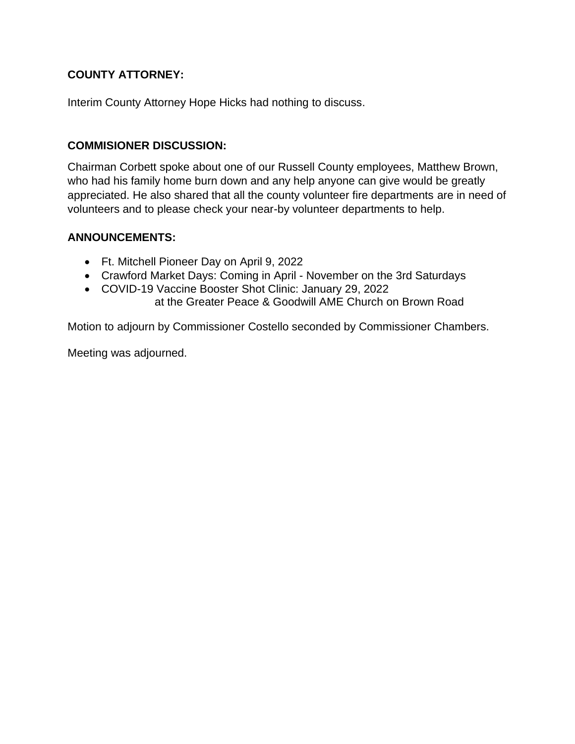**COUNTY ATTORNEY:**

Interim County Attorney Hope Hicks had nothing to discuss.

**COMMISIONER DISCUSSION:**

Chairman Corbett spoke about one of our Russell County employees, Matthew Brown, who had his family home burn down and any help anyone can give would be greatly appreciated. He also shared that all the county volunteer fire departments are in need of volunteers and to please check your near-by volunteer departments to help.

**ANNOUNCEMENTS:**

- Ft. Mitchell Pioneer Day on April 9, 2022
- Crawford Market Days: Coming in April - November on the 3rd Saturdays
- COVID-19 Vaccine Booster Shot Clinic: January 29, 2022
  at the Greater Peace & Goodwill AME Church on Brown Road

Motion to adjourn by Commissioner Costello seconded by Commissioner Chambers.

Meeting was adjourned.